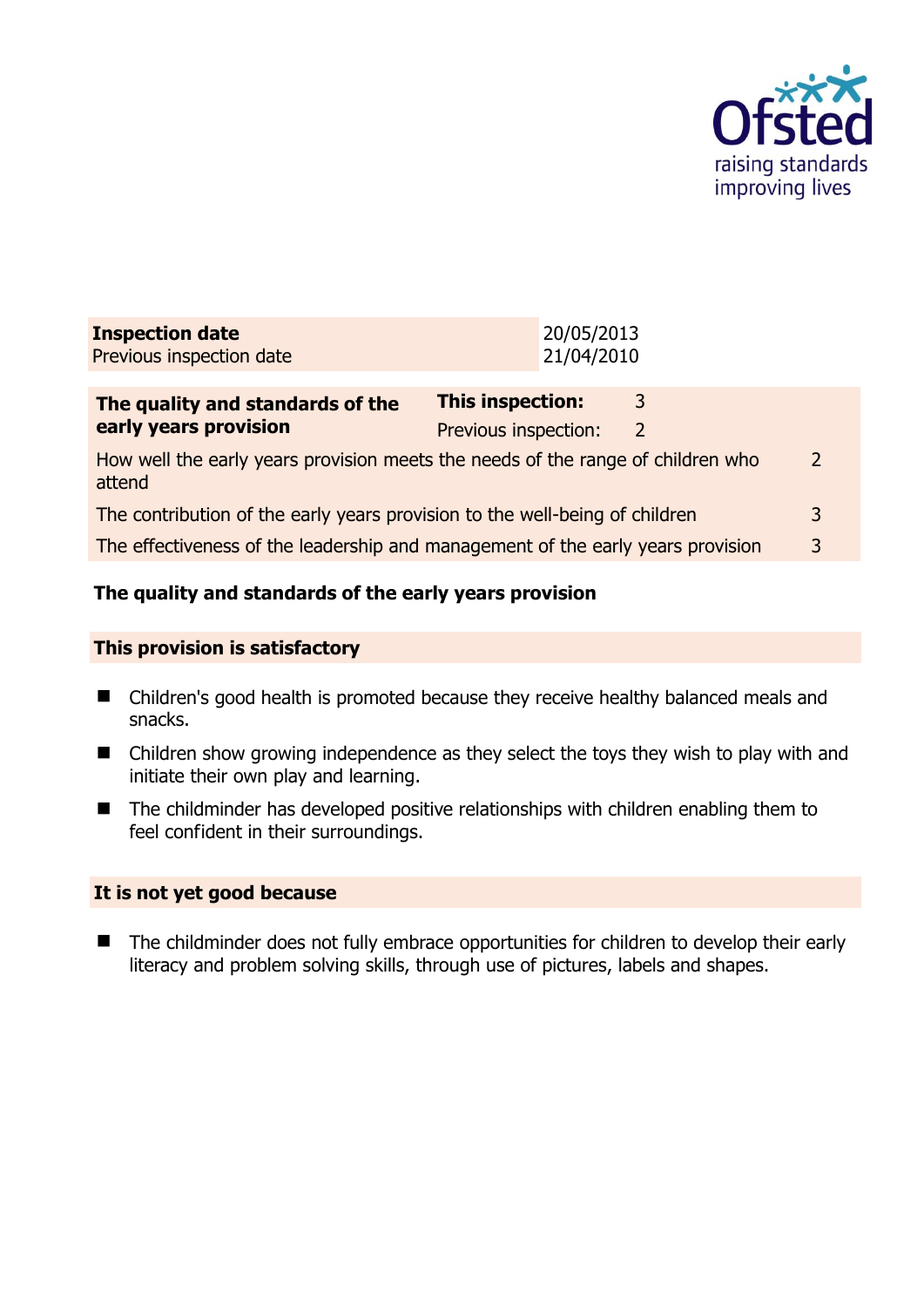Ofsted
raising standards
improving lives

| **Inspection date** | 20/05/2013 |
|---|---|
| Previous inspection date | 21/04/2010 |

| **The quality and standards of the early years provision** | **This inspection:** | 3 |
|---|---|---|
| | Previous inspection: | 2 |
| How well the early years provision meets the needs of the range of children who attend | | 2 |
| The contribution of the early years provision to the well-being of children | | 3 |
| The effectiveness of the leadership and management of the early years provision | | 3 |

## The quality and standards of the early years provision

### This provision is satisfactory

- Children's good health is promoted because they receive healthy balanced meals and snacks.
- Children show growing independence as they select the toys they wish to play with and initiate their own play and learning.
- The childminder has developed positive relationships with children enabling them to feel confident in their surroundings.

### It is not yet good because

- The childminder does not fully embrace opportunities for children to develop their early literacy and problem solving skills, through use of pictures, labels and shapes.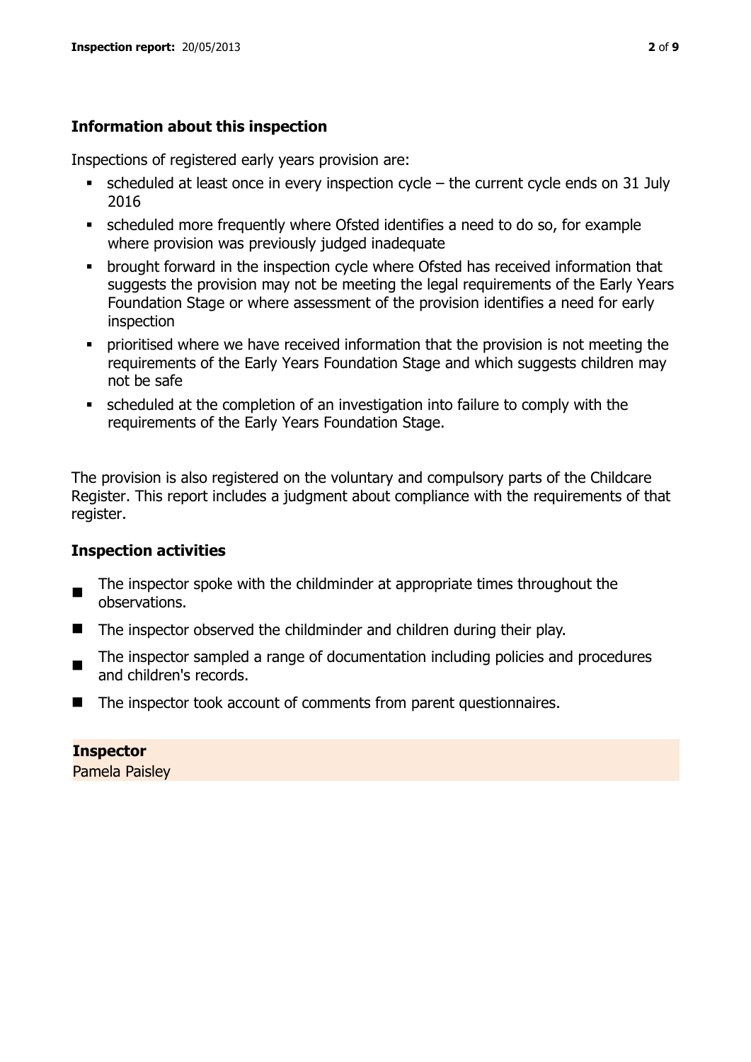## Information about this inspection

Inspections of registered early years provision are:

- scheduled at least once in every inspection cycle – the current cycle ends on 31 July 2016
- scheduled more frequently where Ofsted identifies a need to do so, for example where provision was previously judged inadequate
- brought forward in the inspection cycle where Ofsted has received information that suggests the provision may not be meeting the legal requirements of the Early Years Foundation Stage or where assessment of the provision identifies a need for early inspection
- prioritised where we have received information that the provision is not meeting the requirements of the Early Years Foundation Stage and which suggests children may not be safe
- scheduled at the completion of an investigation into failure to comply with the requirements of the Early Years Foundation Stage.

The provision is also registered on the voluntary and compulsory parts of the Childcare Register. This report includes a judgment about compliance with the requirements of that register.

## Inspection activities

- The inspector spoke with the childminder at appropriate times throughout the observations.
- The inspector observed the childminder and children during their play.
- The inspector sampled a range of documentation including policies and procedures and children's records.
- The inspector took account of comments from parent questionnaires.

**Inspector**

Pamela Paisley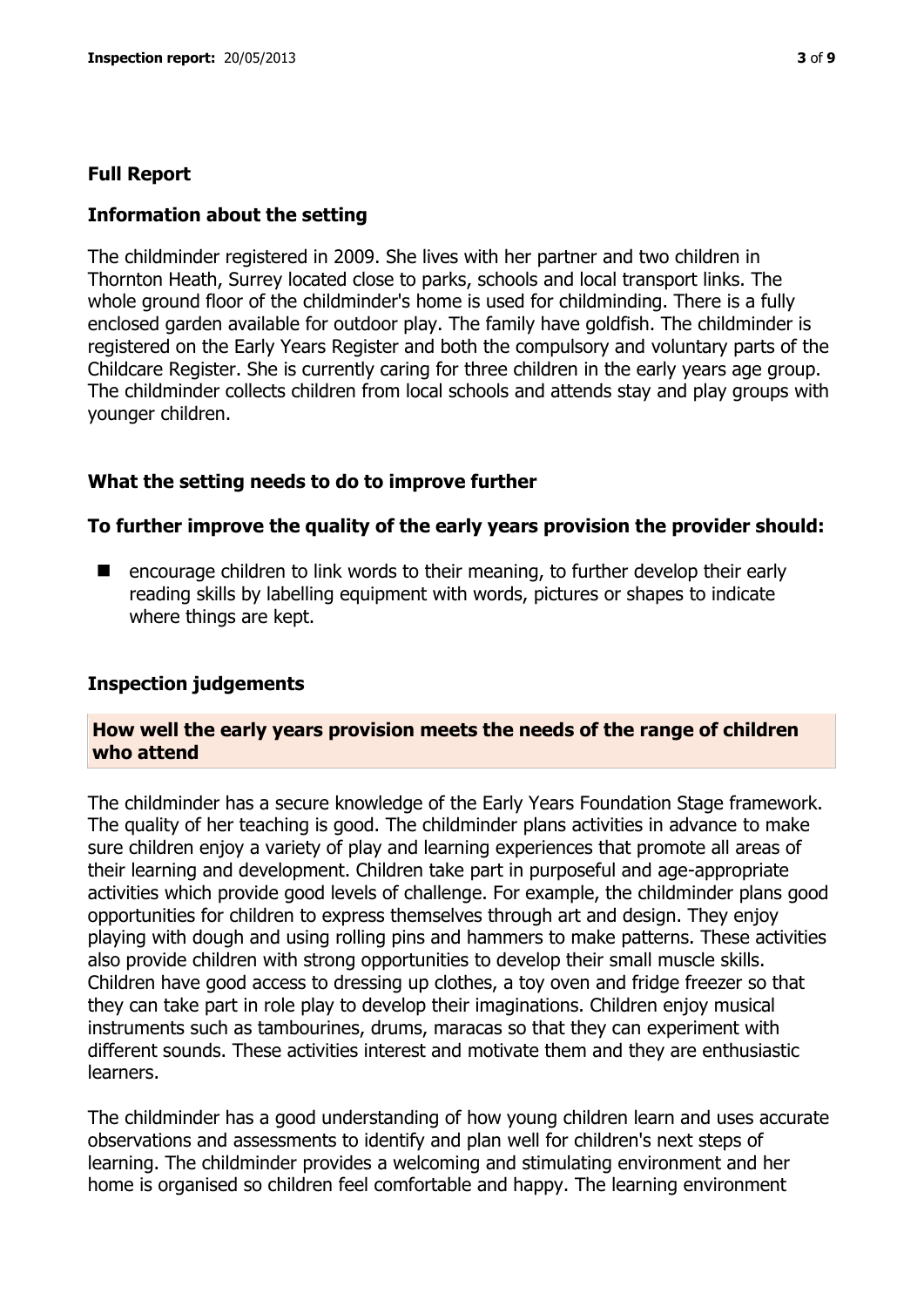## Full Report

### Information about the setting

The childminder registered in 2009. She lives with her partner and two children in Thornton Heath, Surrey located close to parks, schools and local transport links. The whole ground floor of the childminder's home is used for childminding. There is a fully enclosed garden available for outdoor play. The family have goldfish. The childminder is registered on the Early Years Register and both the compulsory and voluntary parts of the Childcare Register. She is currently caring for three children in the early years age group. The childminder collects children from local schools and attends stay and play groups with younger children.

### What the setting needs to do to improve further

#### To further improve the quality of the early years provision the provider should:

- encourage children to link words to their meaning, to further develop their early reading skills by labelling equipment with words, pictures or shapes to indicate where things are kept.

### Inspection judgements

#### How well the early years provision meets the needs of the range of children who attend

The childminder has a secure knowledge of the Early Years Foundation Stage framework. The quality of her teaching is good. The childminder plans activities in advance to make sure children enjoy a variety of play and learning experiences that promote all areas of their learning and development. Children take part in purposeful and age-appropriate activities which provide good levels of challenge. For example, the childminder plans good opportunities for children to express themselves through art and design. They enjoy playing with dough and using rolling pins and hammers to make patterns. These activities also provide children with strong opportunities to develop their small muscle skills. Children have good access to dressing up clothes, a toy oven and fridge freezer so that they can take part in role play to develop their imaginations. Children enjoy musical instruments such as tambourines, drums, maracas so that they can experiment with different sounds. These activities interest and motivate them and they are enthusiastic learners.

The childminder has a good understanding of how young children learn and uses accurate observations and assessments to identify and plan well for children's next steps of learning. The childminder provides a welcoming and stimulating environment and her home is organised so children feel comfortable and happy. The learning environment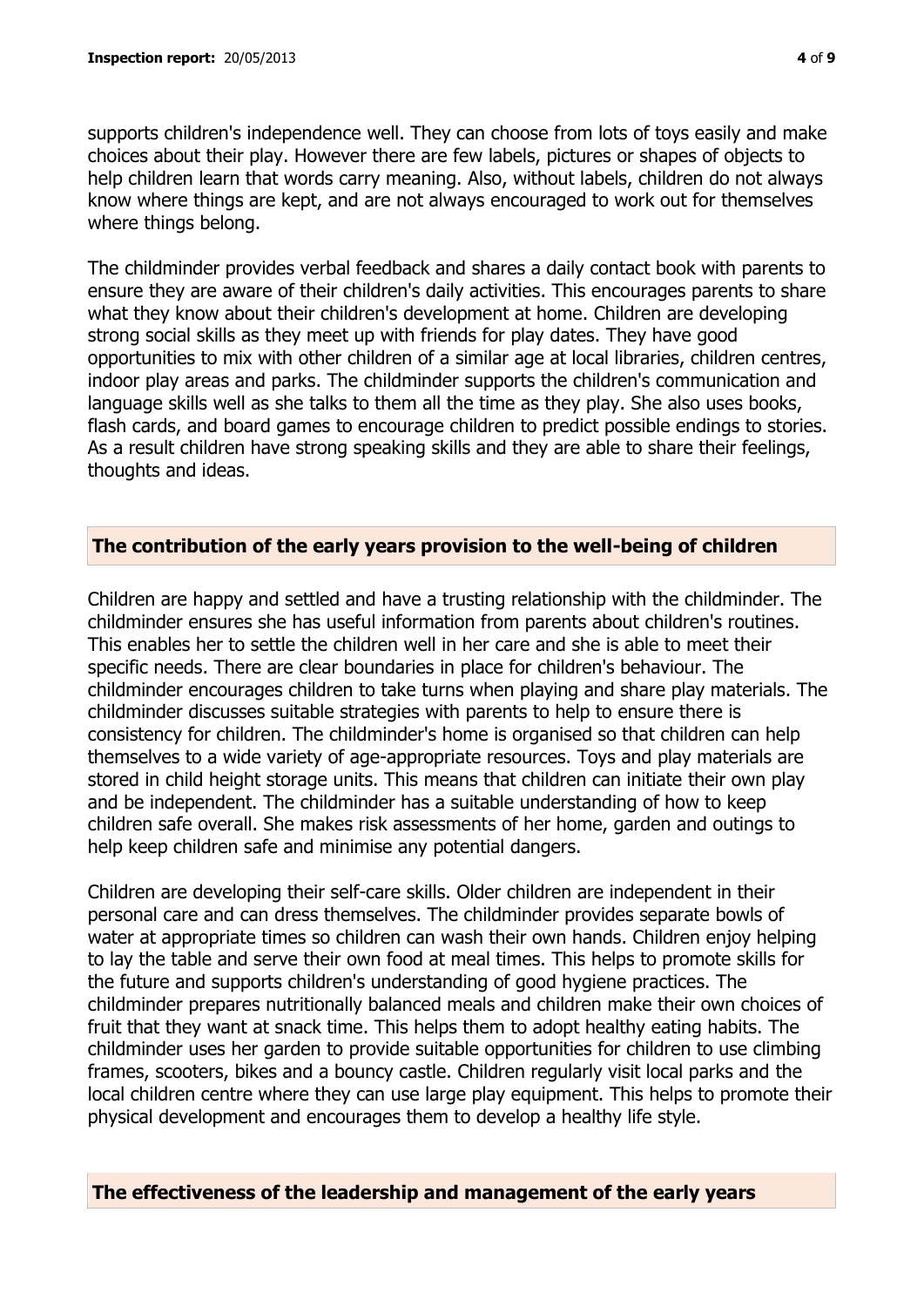supports children's independence well. They can choose from lots of toys easily and make choices about their play. However there are few labels, pictures or shapes of objects to help children learn that words carry meaning. Also, without labels, children do not always know where things are kept, and are not always encouraged to work out for themselves where things belong.

The childminder provides verbal feedback and shares a daily contact book with parents to ensure they are aware of their children's daily activities. This encourages parents to share what they know about their children's development at home. Children are developing strong social skills as they meet up with friends for play dates. They have good opportunities to mix with other children of a similar age at local libraries, children centres, indoor play areas and parks. The childminder supports the children's communication and language skills well as she talks to them all the time as they play. She also uses books, flash cards, and board games to encourage children to predict possible endings to stories. As a result children have strong speaking skills and they are able to share their feelings, thoughts and ideas.

## The contribution of the early years provision to the well-being of children

Children are happy and settled and have a trusting relationship with the childminder. The childminder ensures she has useful information from parents about children's routines. This enables her to settle the children well in her care and she is able to meet their specific needs. There are clear boundaries in place for children's behaviour. The childminder encourages children to take turns when playing and share play materials. The childminder discusses suitable strategies with parents to help to ensure there is consistency for children. The childminder's home is organised so that children can help themselves to a wide variety of age-appropriate resources. Toys and play materials are stored in child height storage units. This means that children can initiate their own play and be independent. The childminder has a suitable understanding of how to keep children safe overall. She makes risk assessments of her home, garden and outings to help keep children safe and minimise any potential dangers.

Children are developing their self-care skills. Older children are independent in their personal care and can dress themselves. The childminder provides separate bowls of water at appropriate times so children can wash their own hands. Children enjoy helping to lay the table and serve their own food at meal times. This helps to promote skills for the future and supports children's understanding of good hygiene practices. The childminder prepares nutritionally balanced meals and children make their own choices of fruit that they want at snack time. This helps them to adopt healthy eating habits. The childminder uses her garden to provide suitable opportunities for children to use climbing frames, scooters, bikes and a bouncy castle. Children regularly visit local parks and the local children centre where they can use large play equipment. This helps to promote their physical development and encourages them to develop a healthy life style.

## The effectiveness of the leadership and management of the early years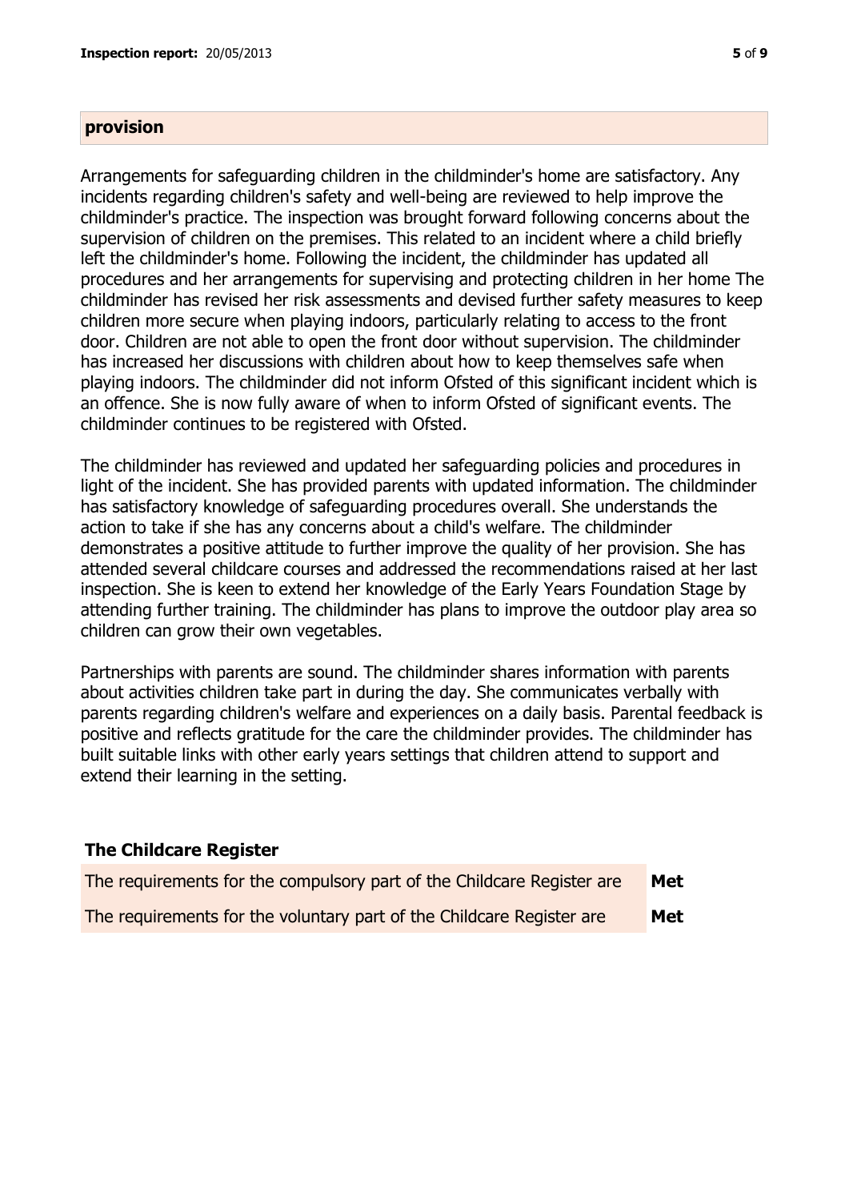## provision

Arrangements for safeguarding children in the childminder's home are satisfactory. Any incidents regarding children's safety and well-being are reviewed to help improve the childminder's practice. The inspection was brought forward following concerns about the supervision of children on the premises. This related to an incident where a child briefly left the childminder's home. Following the incident, the childminder has updated all procedures and her arrangements for supervising and protecting children in her home The childminder has revised her risk assessments and devised further safety measures to keep children more secure when playing indoors, particularly relating to access to the front door. Children are not able to open the front door without supervision. The childminder has increased her discussions with children about how to keep themselves safe when playing indoors. The childminder did not inform Ofsted of this significant incident which is an offence. She is now fully aware of when to inform Ofsted of significant events. The childminder continues to be registered with Ofsted.

The childminder has reviewed and updated her safeguarding policies and procedures in light of the incident. She has provided parents with updated information. The childminder has satisfactory knowledge of safeguarding procedures overall. She understands the action to take if she has any concerns about a child's welfare. The childminder demonstrates a positive attitude to further improve the quality of her provision. She has attended several childcare courses and addressed the recommendations raised at her last inspection. She is keen to extend her knowledge of the Early Years Foundation Stage by attending further training. The childminder has plans to improve the outdoor play area so children can grow their own vegetables.

Partnerships with parents are sound. The childminder shares information with parents about activities children take part in during the day. She communicates verbally with parents regarding children's welfare and experiences on a daily basis. Parental feedback is positive and reflects gratitude for the care the childminder provides. The childminder has built suitable links with other early years settings that children attend to support and extend their learning in the setting.

### The Childcare Register

| | |
|---|---|
| The requirements for the compulsory part of the Childcare Register are | **Met** |
| The requirements for the voluntary part of the Childcare Register are | **Met** |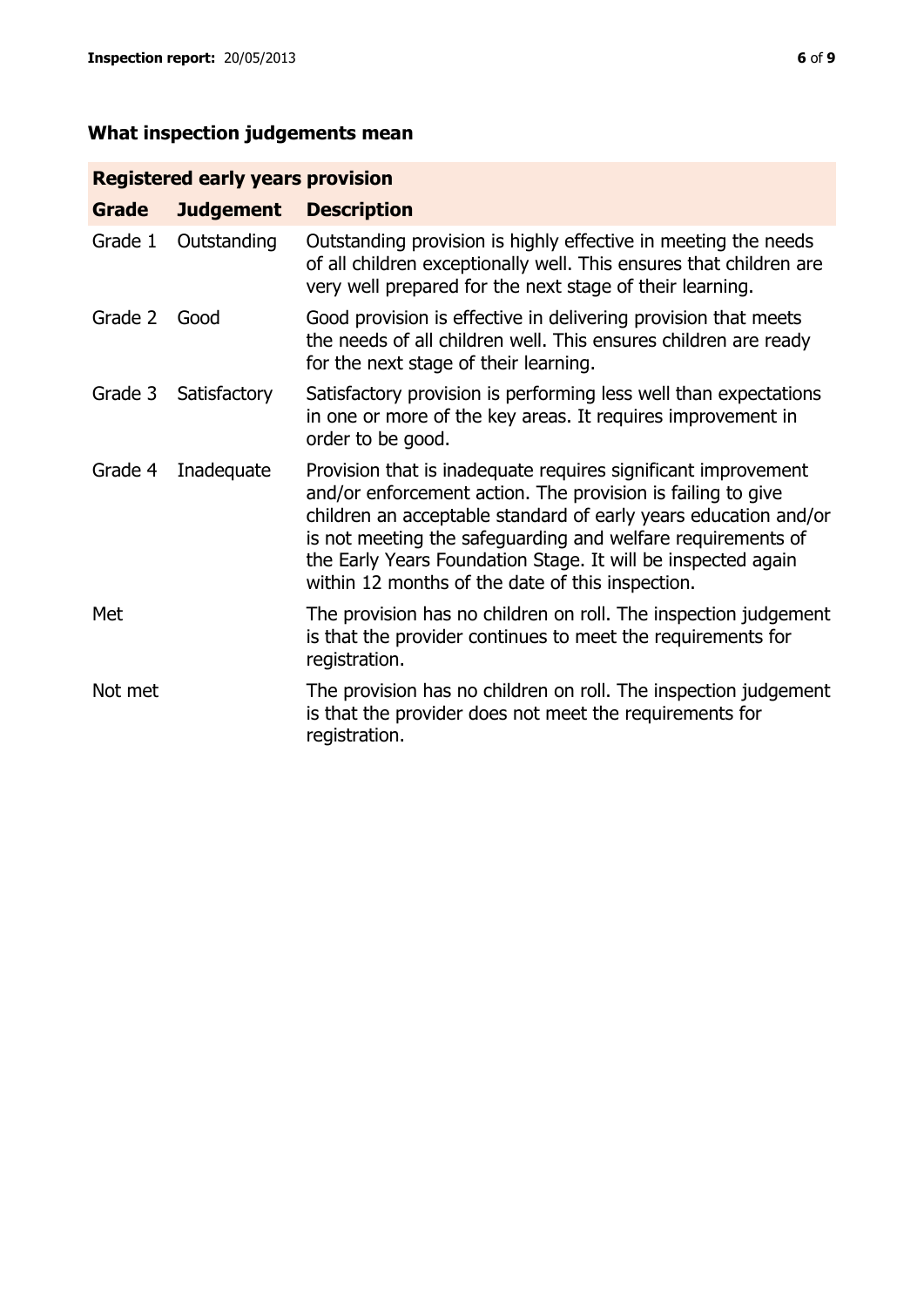## What inspection judgements mean

| Registered early years provision | | |
|---|---|---|
| **Grade** | **Judgement** | **Description** |
| Grade 1 | Outstanding | Outstanding provision is highly effective in meeting the needs of all children exceptionally well. This ensures that children are very well prepared for the next stage of their learning. |
| Grade 2 | Good | Good provision is effective in delivering provision that meets the needs of all children well. This ensures children are ready for the next stage of their learning. |
| Grade 3 | Satisfactory | Satisfactory provision is performing less well than expectations in one or more of the key areas. It requires improvement in order to be good. |
| Grade 4 | Inadequate | Provision that is inadequate requires significant improvement and/or enforcement action. The provision is failing to give children an acceptable standard of early years education and/or is not meeting the safeguarding and welfare requirements of the Early Years Foundation Stage. It will be inspected again within 12 months of the date of this inspection. |
| Met | | The provision has no children on roll. The inspection judgement is that the provider continues to meet the requirements for registration. |
| Not met | | The provision has no children on roll. The inspection judgement is that the provider does not meet the requirements for registration. |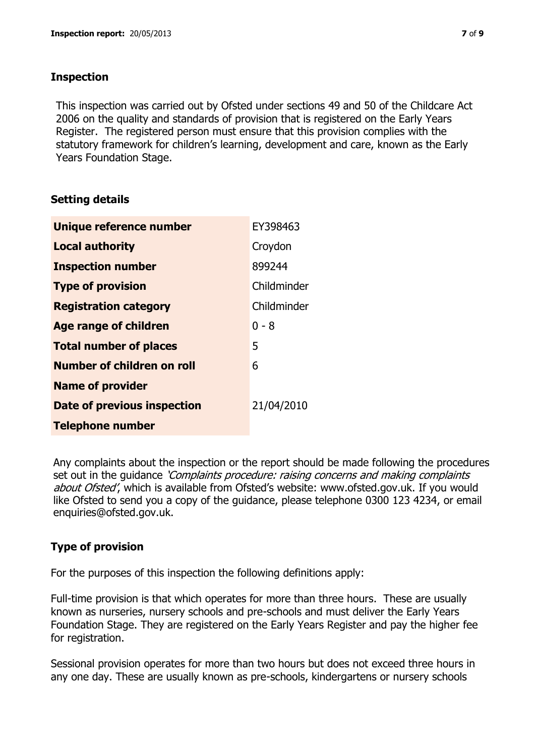## Inspection

This inspection was carried out by Ofsted under sections 49 and 50 of the Childcare Act 2006 on the quality and standards of provision that is registered on the Early Years Register. The registered person must ensure that this provision complies with the statutory framework for children's learning, development and care, known as the Early Years Foundation Stage.

## Setting details

| | |
|---|---|
| **Unique reference number** | EY398463 |
| **Local authority** | Croydon |
| **Inspection number** | 899244 |
| **Type of provision** | Childminder |
| **Registration category** | Childminder |
| **Age range of children** | 0 - 8 |
| **Total number of places** | 5 |
| **Number of children on roll** | 6 |
| **Name of provider** | |
| **Date of previous inspection** | 21/04/2010 |
| **Telephone number** | |

Any complaints about the inspection or the report should be made following the procedures set out in the guidance *'Complaints procedure: raising concerns and making complaints about Ofsted'*, which is available from Ofsted's website: www.ofsted.gov.uk. If you would like Ofsted to send you a copy of the guidance, please telephone 0300 123 4234, or email enquiries@ofsted.gov.uk.

## Type of provision

For the purposes of this inspection the following definitions apply:

Full-time provision is that which operates for more than three hours. These are usually known as nurseries, nursery schools and pre-schools and must deliver the Early Years Foundation Stage. They are registered on the Early Years Register and pay the higher fee for registration.

Sessional provision operates for more than two hours but does not exceed three hours in any one day. These are usually known as pre-schools, kindergartens or nursery schools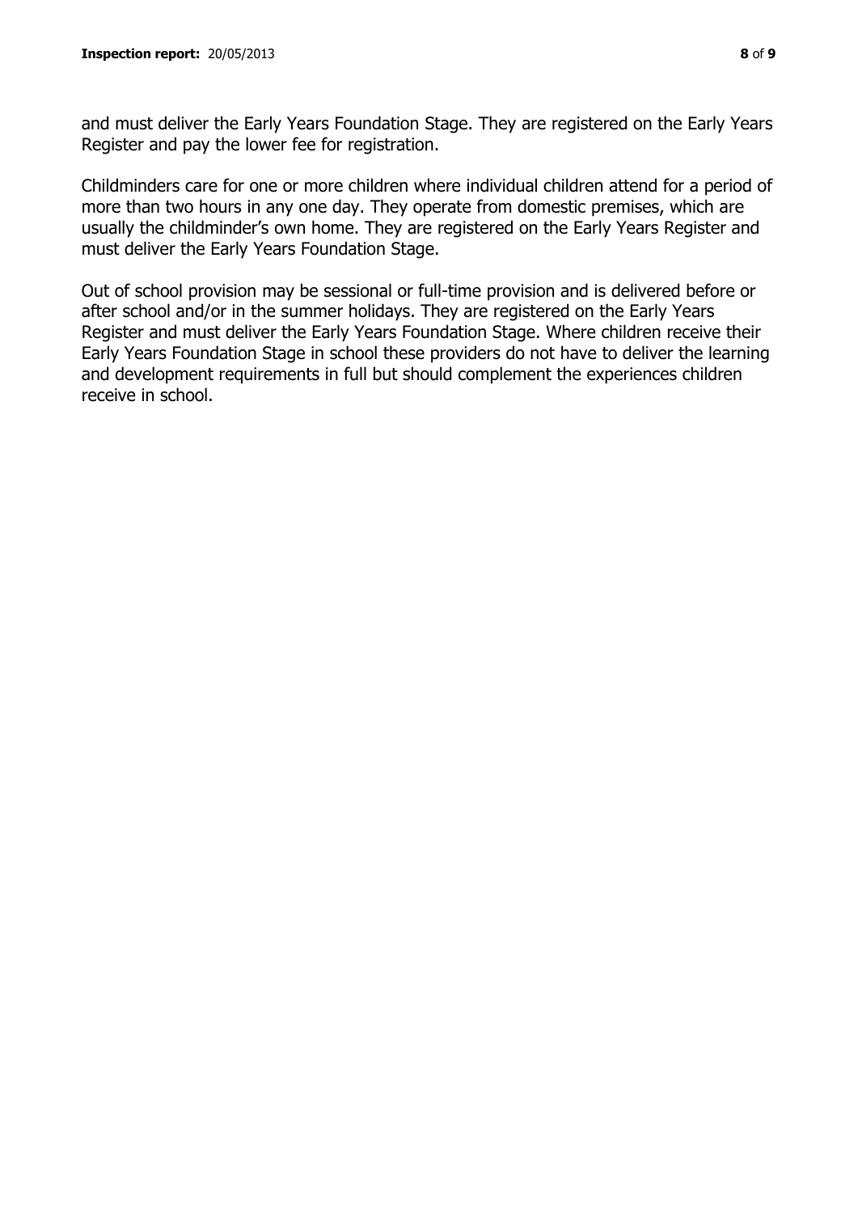and must deliver the Early Years Foundation Stage. They are registered on the Early Years Register and pay the lower fee for registration.

Childminders care for one or more children where individual children attend for a period of more than two hours in any one day. They operate from domestic premises, which are usually the childminder's own home. They are registered on the Early Years Register and must deliver the Early Years Foundation Stage.

Out of school provision may be sessional or full-time provision and is delivered before or after school and/or in the summer holidays. They are registered on the Early Years Register and must deliver the Early Years Foundation Stage. Where children receive their Early Years Foundation Stage in school these providers do not have to deliver the learning and development requirements in full but should complement the experiences children receive in school.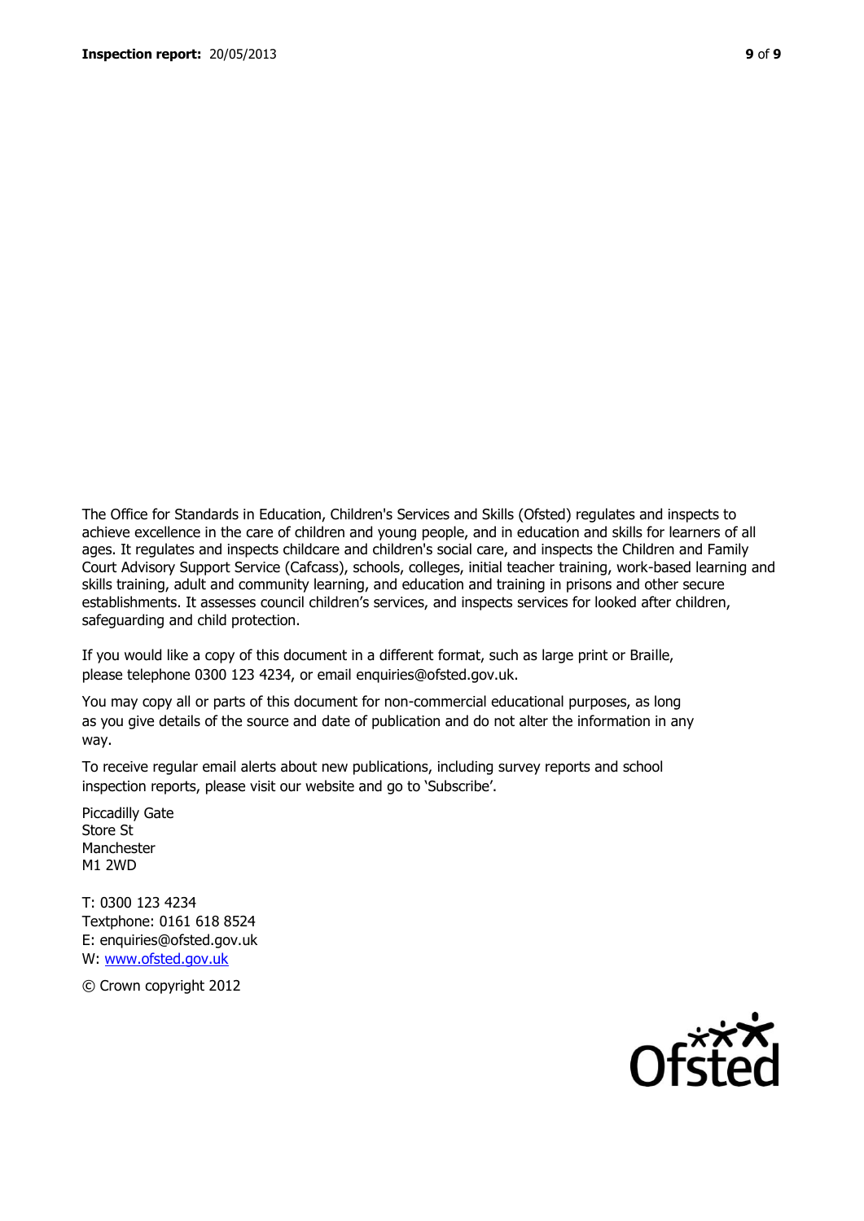The Office for Standards in Education, Children's Services and Skills (Ofsted) regulates and inspects to achieve excellence in the care of children and young people, and in education and skills for learners of all ages. It regulates and inspects childcare and children's social care, and inspects the Children and Family Court Advisory Support Service (Cafcass), schools, colleges, initial teacher training, work-based learning and skills training, adult and community learning, and education and training in prisons and other secure establishments. It assesses council children's services, and inspects services for looked after children, safeguarding and child protection.

If you would like a copy of this document in a different format, such as large print or Braille, please telephone 0300 123 4234, or email enquiries@ofsted.gov.uk.

You may copy all or parts of this document for non-commercial educational purposes, as long as you give details of the source and date of publication and do not alter the information in any way.

To receive regular email alerts about new publications, including survey reports and school inspection reports, please visit our website and go to 'Subscribe'.

Piccadilly Gate
Store St
Manchester
M1 2WD

T: 0300 123 4234
Textphone: 0161 618 8524
E: enquiries@ofsted.gov.uk
W: www.ofsted.gov.uk

© Crown copyright 2012

Ofsted